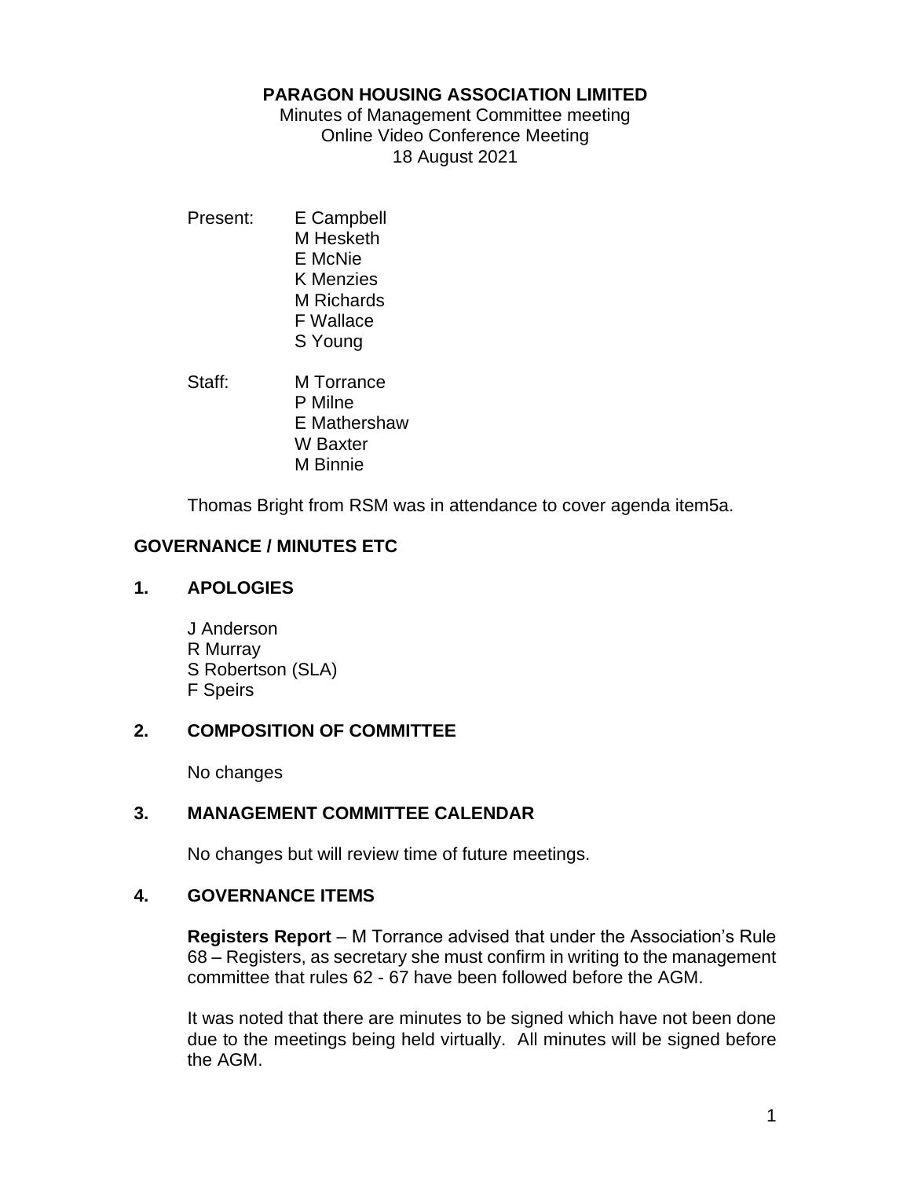# PARAGON HOUSING ASSOCIATION LIMITED

Minutes of Management Committee meeting
Online Video Conference Meeting
18 August 2021

Present:
- E Campbell
- M Hesketh
- E McNie
- K Menzies
- M Richards
- F Wallace
- S Young

Staff:
- M Torrance
- P Milne
- E Mathershaw
- W Baxter
- M Binnie

Thomas Bright from RSM was in attendance to cover agenda item5a.

## GOVERNANCE / MINUTES ETC

### 1. APOLOGIES

J Anderson
R Murray
S Robertson (SLA)
F Speirs

### 2. COMPOSITION OF COMMITTEE

No changes

### 3. MANAGEMENT COMMITTEE CALENDAR

No changes but will review time of future meetings.

### 4. GOVERNANCE ITEMS

**Registers Report** – M Torrance advised that under the Association's Rule 68 – Registers, as secretary she must confirm in writing to the management committee that rules 62 - 67 have been followed before the AGM.

It was noted that there are minutes to be signed which have not been done due to the meetings being held virtually. All minutes will be signed before the AGM.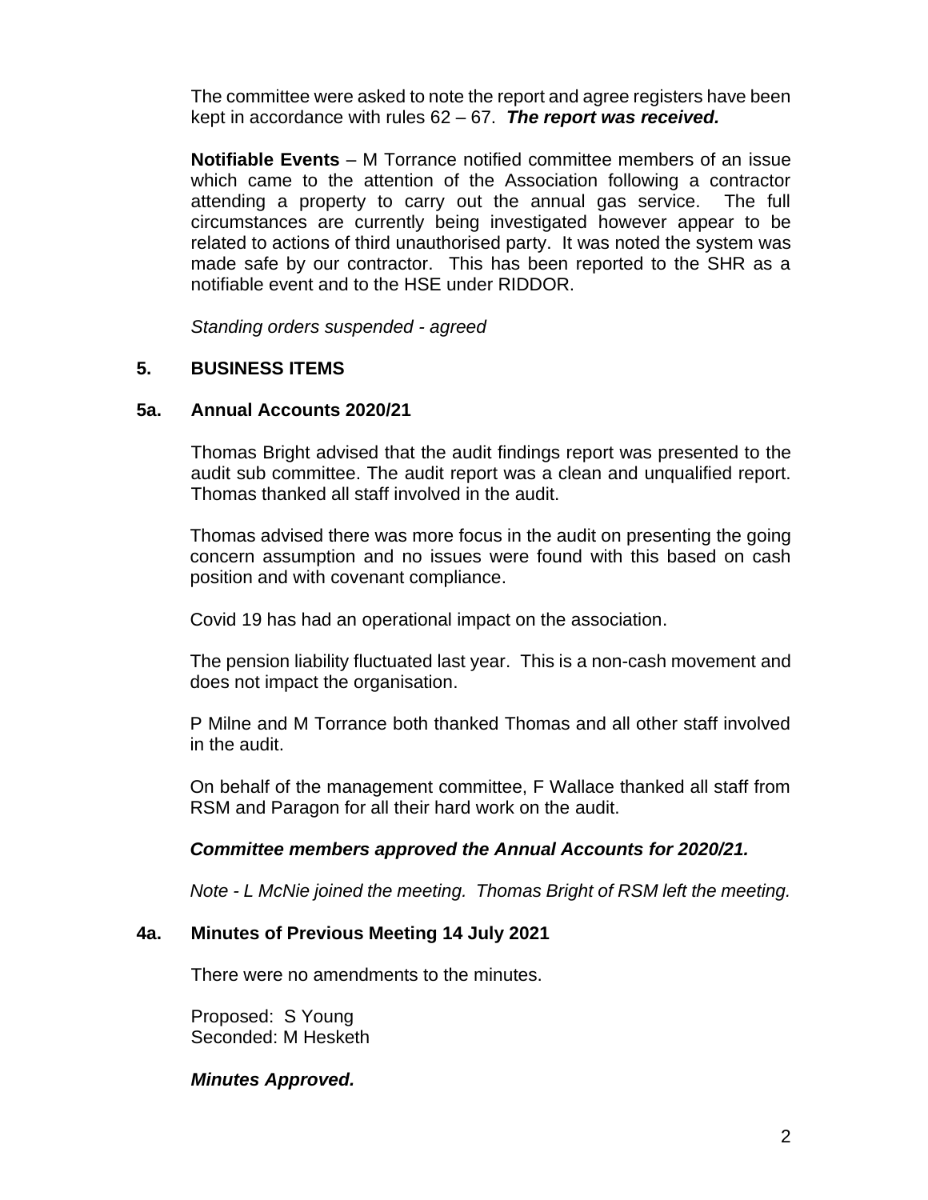The committee were asked to note the report and agree registers have been kept in accordance with rules 62 – 67. ***The report was received.***

**Notifiable Events** – M Torrance notified committee members of an issue which came to the attention of the Association following a contractor attending a property to carry out the annual gas service. The full circumstances are currently being investigated however appear to be related to actions of third unauthorised party. It was noted the system was made safe by our contractor. This has been reported to the SHR as a notifiable event and to the HSE under RIDDOR.

*Standing orders suspended - agreed*

## 5. BUSINESS ITEMS

### 5a. Annual Accounts 2020/21

Thomas Bright advised that the audit findings report was presented to the audit sub committee. The audit report was a clean and unqualified report. Thomas thanked all staff involved in the audit.

Thomas advised there was more focus in the audit on presenting the going concern assumption and no issues were found with this based on cash position and with covenant compliance.

Covid 19 has had an operational impact on the association.

The pension liability fluctuated last year. This is a non-cash movement and does not impact the organisation.

P Milne and M Torrance both thanked Thomas and all other staff involved in the audit.

On behalf of the management committee, F Wallace thanked all staff from RSM and Paragon for all their hard work on the audit.

***Committee members approved the Annual Accounts for 2020/21.***

*Note - L McNie joined the meeting. Thomas Bright of RSM left the meeting.*

### 4a. Minutes of Previous Meeting 14 July 2021

There were no amendments to the minutes.

Proposed: S Young
Seconded: M Hesketh

***Minutes Approved.***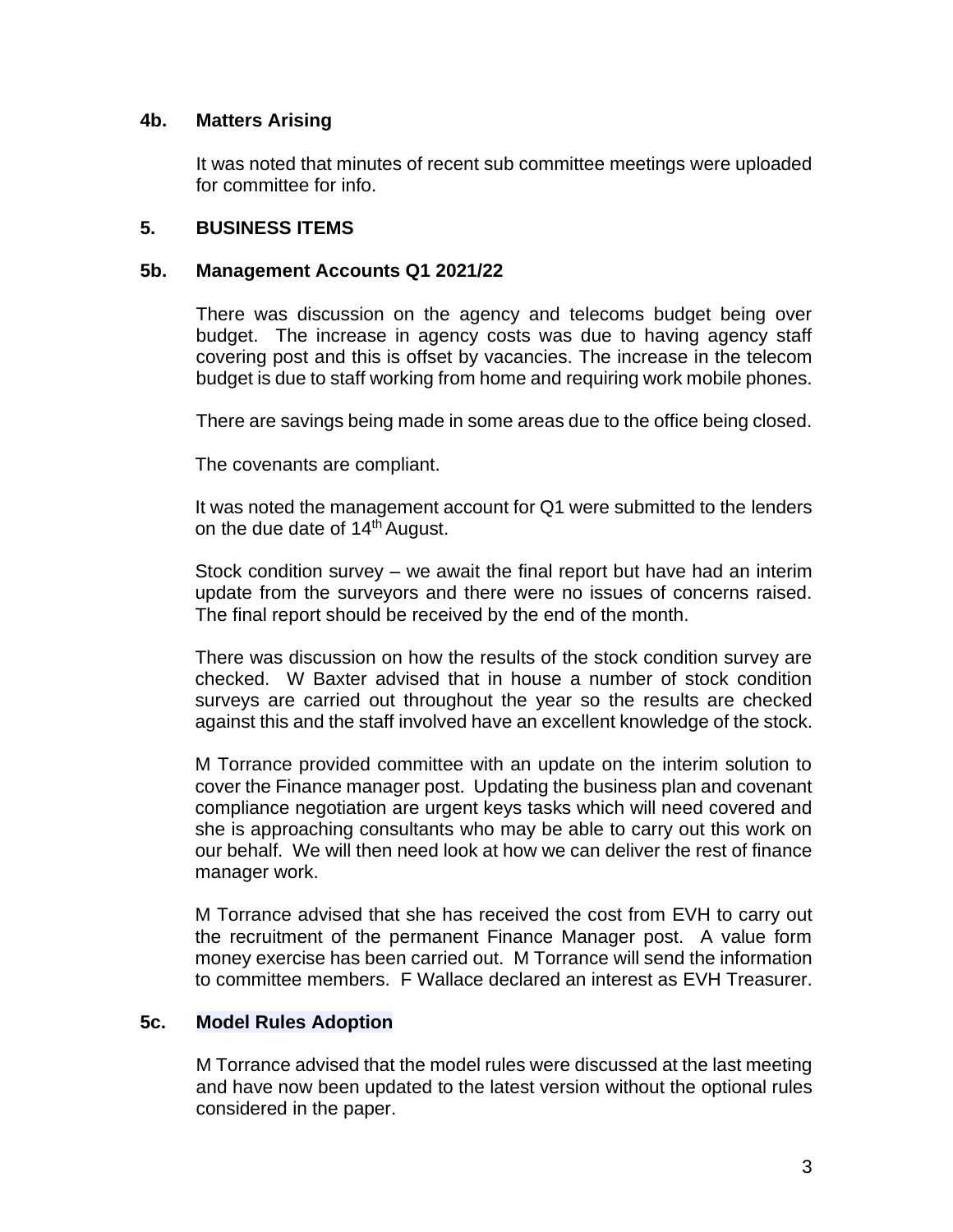### 4b. Matters Arising

It was noted that minutes of recent sub committee meetings were uploaded for committee for info.

## 5. BUSINESS ITEMS

### 5b. Management Accounts Q1 2021/22

There was discussion on the agency and telecoms budget being over budget. The increase in agency costs was due to having agency staff covering post and this is offset by vacancies. The increase in the telecom budget is due to staff working from home and requiring work mobile phones.

There are savings being made in some areas due to the office being closed.

The covenants are compliant.

It was noted the management account for Q1 were submitted to the lenders on the due date of 14th August.

Stock condition survey – we await the final report but have had an interim update from the surveyors and there were no issues of concerns raised. The final report should be received by the end of the month.

There was discussion on how the results of the stock condition survey are checked. W Baxter advised that in house a number of stock condition surveys are carried out throughout the year so the results are checked against this and the staff involved have an excellent knowledge of the stock.

M Torrance provided committee with an update on the interim solution to cover the Finance manager post. Updating the business plan and covenant compliance negotiation are urgent keys tasks which will need covered and she is approaching consultants who may be able to carry out this work on our behalf. We will then need look at how we can deliver the rest of finance manager work.

M Torrance advised that she has received the cost from EVH to carry out the recruitment of the permanent Finance Manager post. A value form money exercise has been carried out. M Torrance will send the information to committee members. F Wallace declared an interest as EVH Treasurer.

### 5c. Model Rules Adoption

M Torrance advised that the model rules were discussed at the last meeting and have now been updated to the latest version without the optional rules considered in the paper.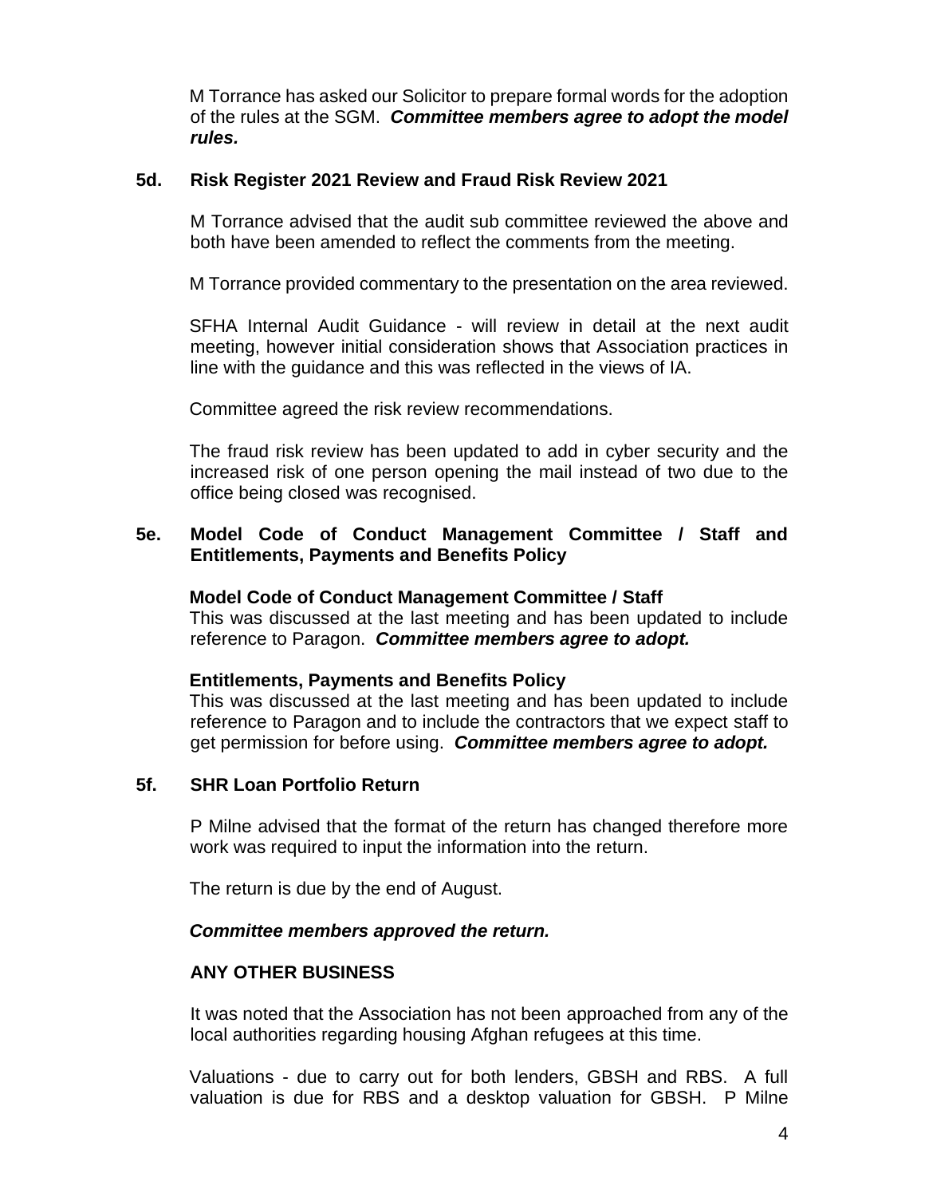M Torrance has asked our Solicitor to prepare formal words for the adoption of the rules at the SGM. ***Committee members agree to adopt the model rules.***

**5d. Risk Register 2021 Review and Fraud Risk Review 2021**

M Torrance advised that the audit sub committee reviewed the above and both have been amended to reflect the comments from the meeting.

M Torrance provided commentary to the presentation on the area reviewed.

SFHA Internal Audit Guidance - will review in detail at the next audit meeting, however initial consideration shows that Association practices in line with the guidance and this was reflected in the views of IA.

Committee agreed the risk review recommendations.

The fraud risk review has been updated to add in cyber security and the increased risk of one person opening the mail instead of two due to the office being closed was recognised.

**5e. Model Code of Conduct Management Committee / Staff and Entitlements, Payments and Benefits Policy**

**Model Code of Conduct Management Committee / Staff**
This was discussed at the last meeting and has been updated to include reference to Paragon. ***Committee members agree to adopt.***

**Entitlements, Payments and Benefits Policy**
This was discussed at the last meeting and has been updated to include reference to Paragon and to include the contractors that we expect staff to get permission for before using. ***Committee members agree to adopt.***

**5f. SHR Loan Portfolio Return**

P Milne advised that the format of the return has changed therefore more work was required to input the information into the return.

The return is due by the end of August.

***Committee members approved the return.***

**ANY OTHER BUSINESS**

It was noted that the Association has not been approached from any of the local authorities regarding housing Afghan refugees at this time.

Valuations - due to carry out for both lenders, GBSH and RBS. A full valuation is due for RBS and a desktop valuation for GBSH. P Milne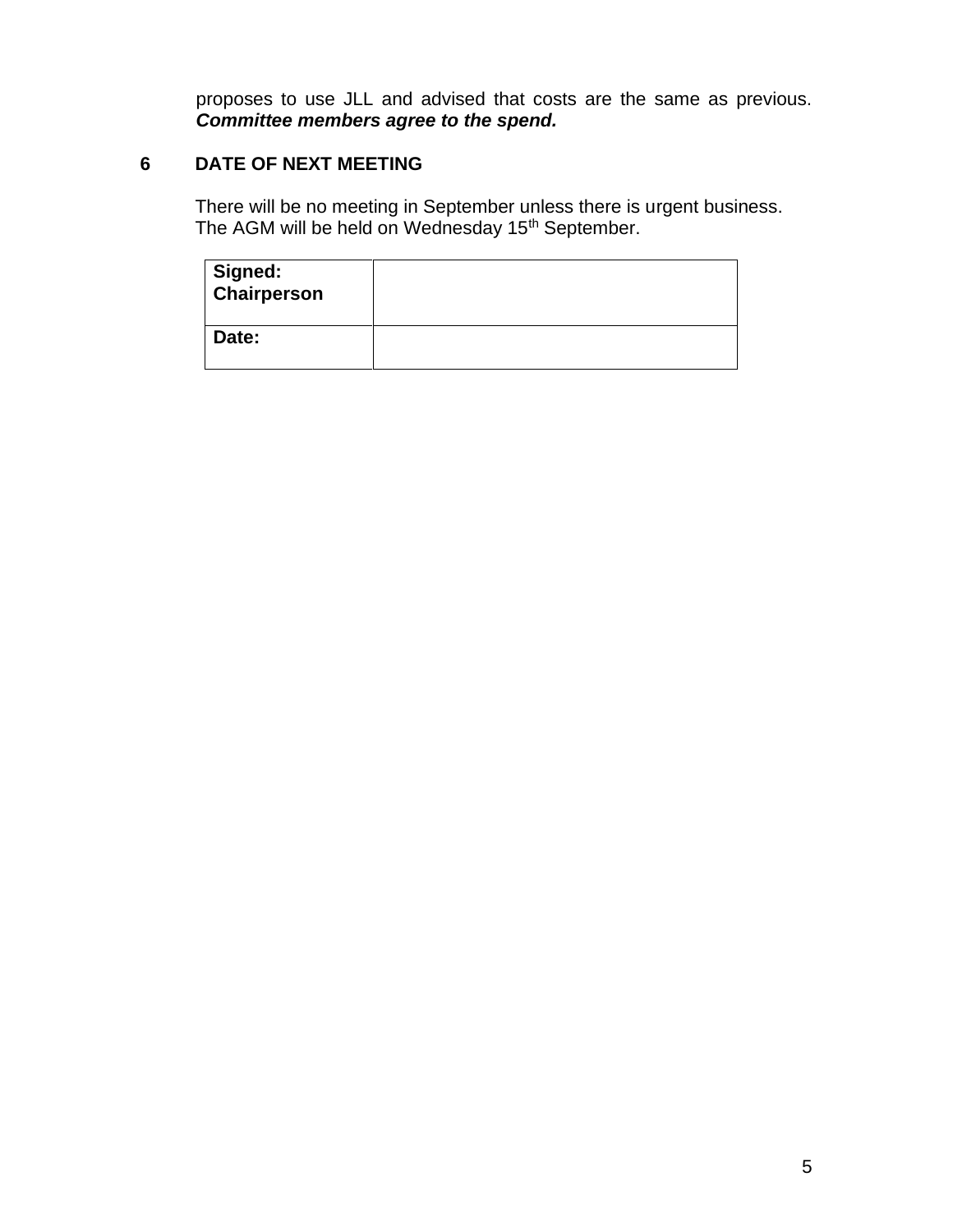proposes to use JLL and advised that costs are the same as previous. ***Committee members agree to the spend.***

## 6 DATE OF NEXT MEETING

There will be no meeting in September unless there is urgent business.
The AGM will be held on Wednesday 15th September.

| | |
|---|---|
| **Signed: Chairperson** | |
| **Date:** | |